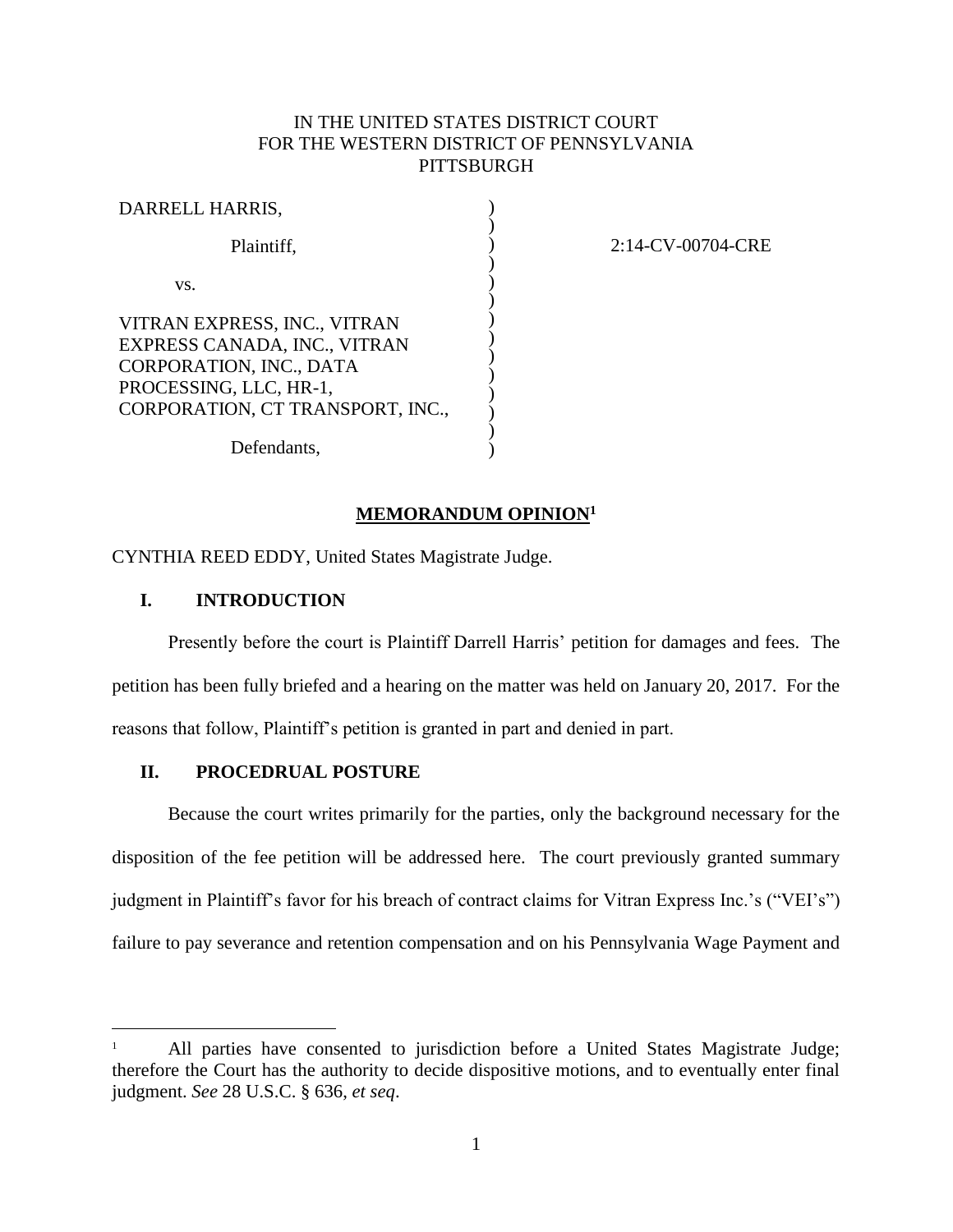IN THE UNITED STATES DISTRICT COURT
FOR THE WESTERN DISTRICT OF PENNSYLVANIA
PITTSBURGH

DARRELL HARRIS,

Plaintiff,

vs.

VITRAN EXPRESS, INC., VITRAN EXPRESS CANADA, INC., VITRAN CORPORATION, INC., DATA PROCESSING, LLC, HR-1, CORPORATION, CT TRANSPORT, INC.,

Defendants,

2:14-CV-00704-CRE

**MEMORANDUM OPINION**[1]

CYNTHIA REED EDDY, United States Magistrate Judge.

## I. INTRODUCTION

Presently before the court is Plaintiff Darrell Harris' petition for damages and fees. The petition has been fully briefed and a hearing on the matter was held on January 20, 2017. For the reasons that follow, Plaintiff's petition is granted in part and denied in part.

## II. PROCEDRUAL POSTURE

Because the court writes primarily for the parties, only the background necessary for the disposition of the fee petition will be addressed here. The court previously granted summary judgment in Plaintiff's favor for his breach of contract claims for Vitran Express Inc.'s ("VEI's") failure to pay severance and retention compensation and on his Pennsylvania Wage Payment and

[1] All parties have consented to jurisdiction before a United States Magistrate Judge; therefore the Court has the authority to decide dispositive motions, and to eventually enter final judgment. *See* 28 U.S.C. § 636, *et seq*.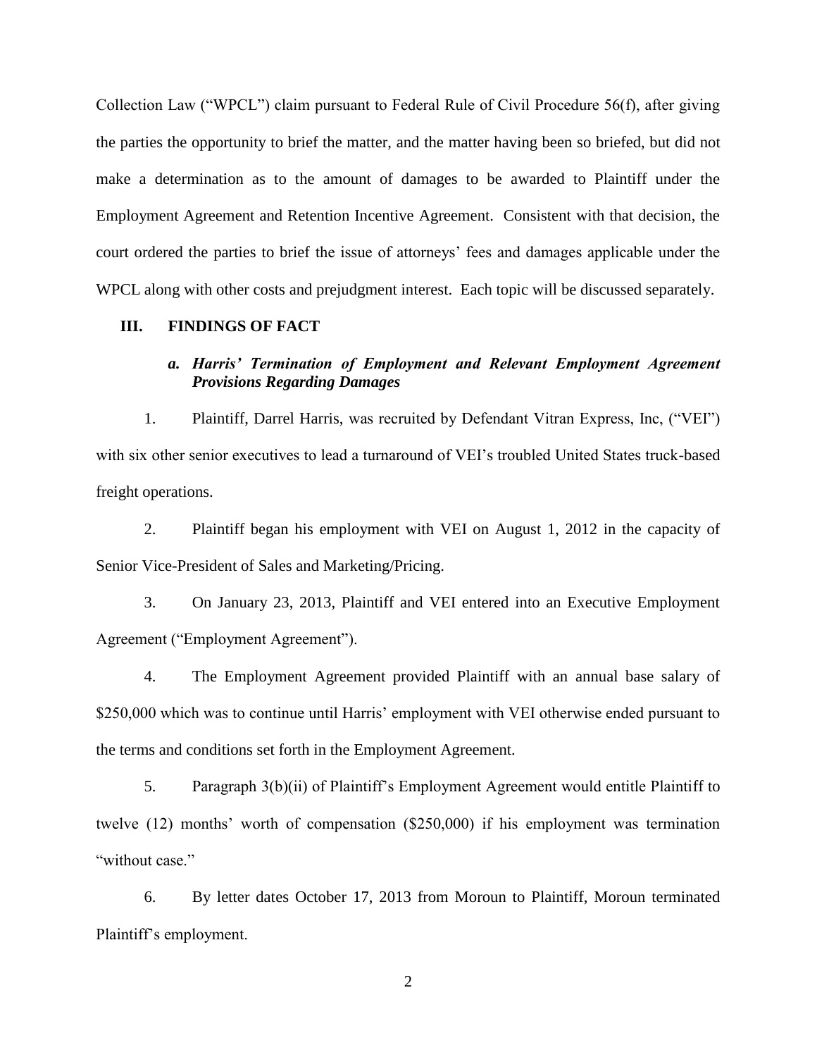Collection Law ("WPCL") claim pursuant to Federal Rule of Civil Procedure 56(f), after giving the parties the opportunity to brief the matter, and the matter having been so briefed, but did not make a determination as to the amount of damages to be awarded to Plaintiff under the Employment Agreement and Retention Incentive Agreement. Consistent with that decision, the court ordered the parties to brief the issue of attorneys' fees and damages applicable under the WPCL along with other costs and prejudgment interest. Each topic will be discussed separately.

## III. FINDINGS OF FACT

### *a. Harris' Termination of Employment and Relevant Employment Agreement Provisions Regarding Damages*

1. Plaintiff, Darrel Harris, was recruited by Defendant Vitran Express, Inc, ("VEI") with six other senior executives to lead a turnaround of VEI's troubled United States truck-based freight operations.

2. Plaintiff began his employment with VEI on August 1, 2012 in the capacity of Senior Vice-President of Sales and Marketing/Pricing.

3. On January 23, 2013, Plaintiff and VEI entered into an Executive Employment Agreement ("Employment Agreement").

4. The Employment Agreement provided Plaintiff with an annual base salary of \$250,000 which was to continue until Harris' employment with VEI otherwise ended pursuant to the terms and conditions set forth in the Employment Agreement.

5. Paragraph 3(b)(ii) of Plaintiff's Employment Agreement would entitle Plaintiff to twelve (12) months' worth of compensation (\$250,000) if his employment was termination "without case."

6. By letter dates October 17, 2013 from Moroun to Plaintiff, Moroun terminated Plaintiff's employment.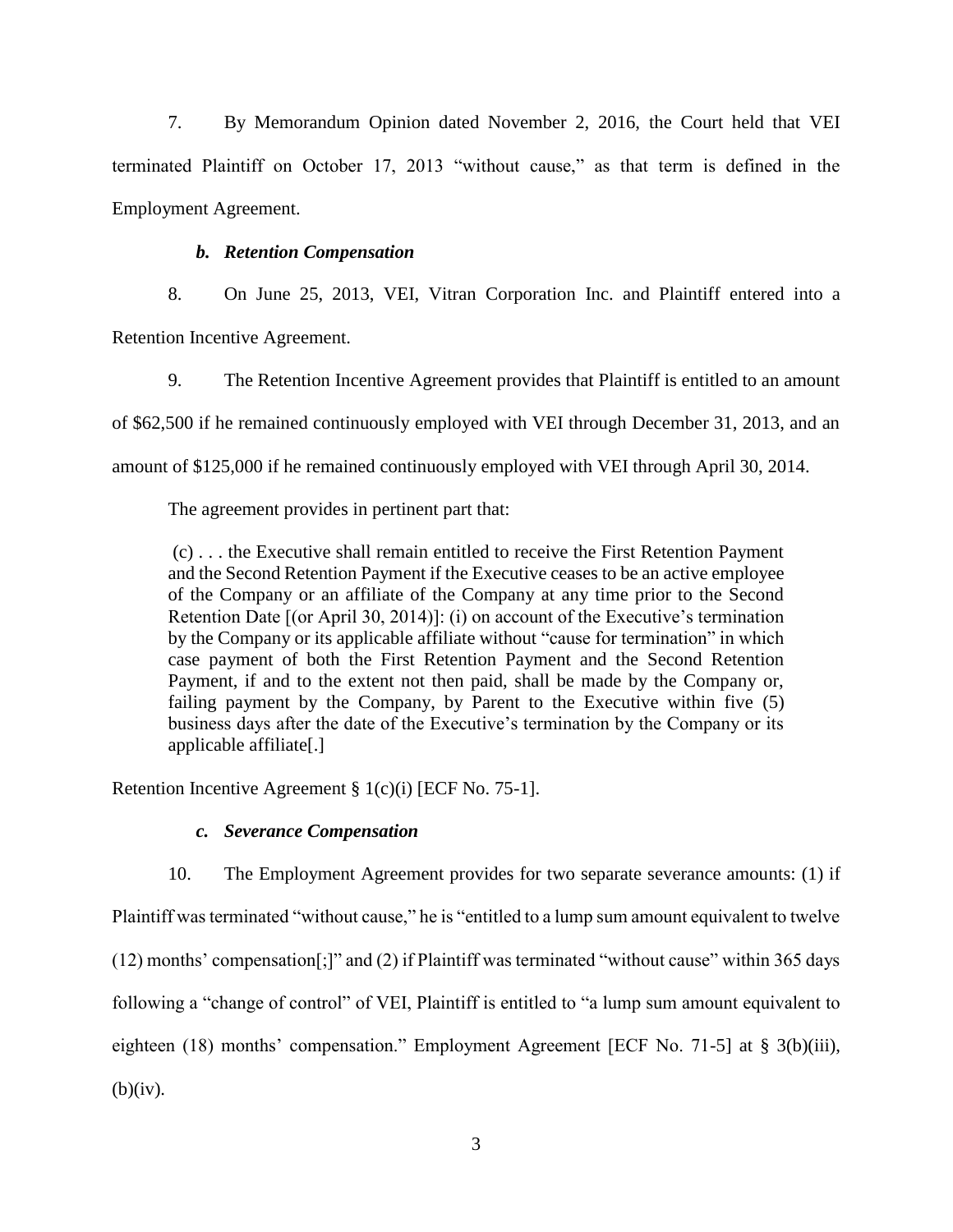7. By Memorandum Opinion dated November 2, 2016, the Court held that VEI terminated Plaintiff on October 17, 2013 "without cause," as that term is defined in the Employment Agreement.

### *b. Retention Compensation*

8. On June 25, 2013, VEI, Vitran Corporation Inc. and Plaintiff entered into a Retention Incentive Agreement.

9. The Retention Incentive Agreement provides that Plaintiff is entitled to an amount of $62,500 if he remained continuously employed with VEI through December 31, 2013, and an amount of $125,000 if he remained continuously employed with VEI through April 30, 2014.

The agreement provides in pertinent part that:

> (c) . . . the Executive shall remain entitled to receive the First Retention Payment and the Second Retention Payment if the Executive ceases to be an active employee of the Company or an affiliate of the Company at any time prior to the Second Retention Date [(or April 30, 2014)]: (i) on account of the Executive's termination by the Company or its applicable affiliate without "cause for termination" in which case payment of both the First Retention Payment and the Second Retention Payment, if and to the extent not then paid, shall be made by the Company or, failing payment by the Company, by Parent to the Executive within five (5) business days after the date of the Executive's termination by the Company or its applicable affiliate[.]

Retention Incentive Agreement § 1(c)(i) [ECF No. 75-1].

### *c. Severance Compensation*

10. The Employment Agreement provides for two separate severance amounts: (1) if Plaintiff was terminated "without cause," he is "entitled to a lump sum amount equivalent to twelve (12) months' compensation[;]" and (2) if Plaintiff was terminated "without cause" within 365 days following a "change of control" of VEI, Plaintiff is entitled to "a lump sum amount equivalent to eighteen (18) months' compensation." Employment Agreement [ECF No. 71-5] at § 3(b)(iii), (b)(iv).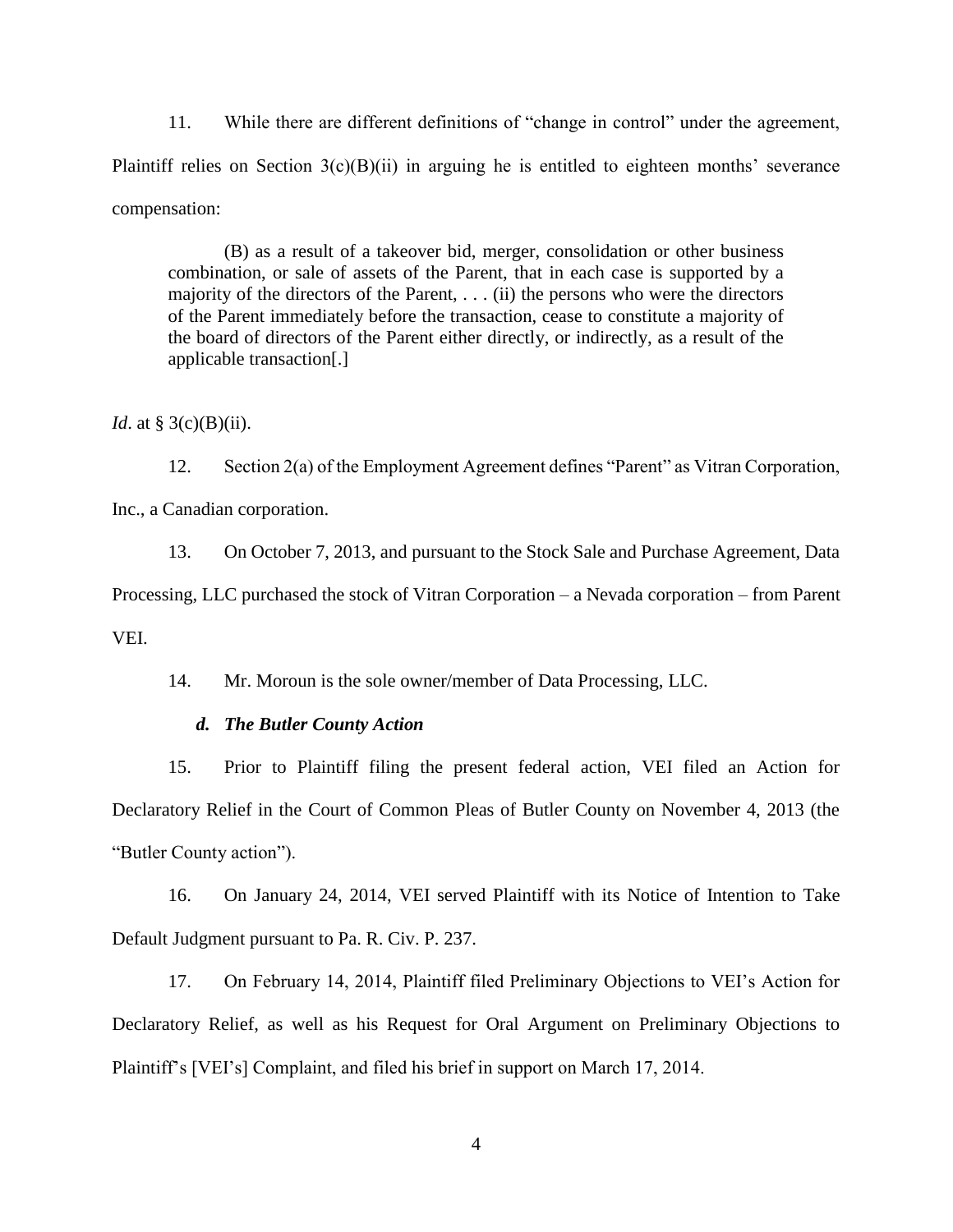11. While there are different definitions of "change in control" under the agreement, Plaintiff relies on Section 3(c)(B)(ii) in arguing he is entitled to eighteen months' severance compensation:

> (B) as a result of a takeover bid, merger, consolidation or other business combination, or sale of assets of the Parent, that in each case is supported by a majority of the directors of the Parent, . . . (ii) the persons who were the directors of the Parent immediately before the transaction, cease to constitute a majority of the board of directors of the Parent either directly, or indirectly, as a result of the applicable transaction[.]

*Id*. at § 3(c)(B)(ii).

12. Section 2(a) of the Employment Agreement defines "Parent" as Vitran Corporation, Inc., a Canadian corporation.

13. On October 7, 2013, and pursuant to the Stock Sale and Purchase Agreement, Data Processing, LLC purchased the stock of Vitran Corporation – a Nevada corporation – from Parent VEI.

14. Mr. Moroun is the sole owner/member of Data Processing, LLC.

### *d. The Butler County Action*

15. Prior to Plaintiff filing the present federal action, VEI filed an Action for Declaratory Relief in the Court of Common Pleas of Butler County on November 4, 2013 (the "Butler County action").

16. On January 24, 2014, VEI served Plaintiff with its Notice of Intention to Take Default Judgment pursuant to Pa. R. Civ. P. 237.

17. On February 14, 2014, Plaintiff filed Preliminary Objections to VEI's Action for Declaratory Relief, as well as his Request for Oral Argument on Preliminary Objections to Plaintiff's [VEI's] Complaint, and filed his brief in support on March 17, 2014.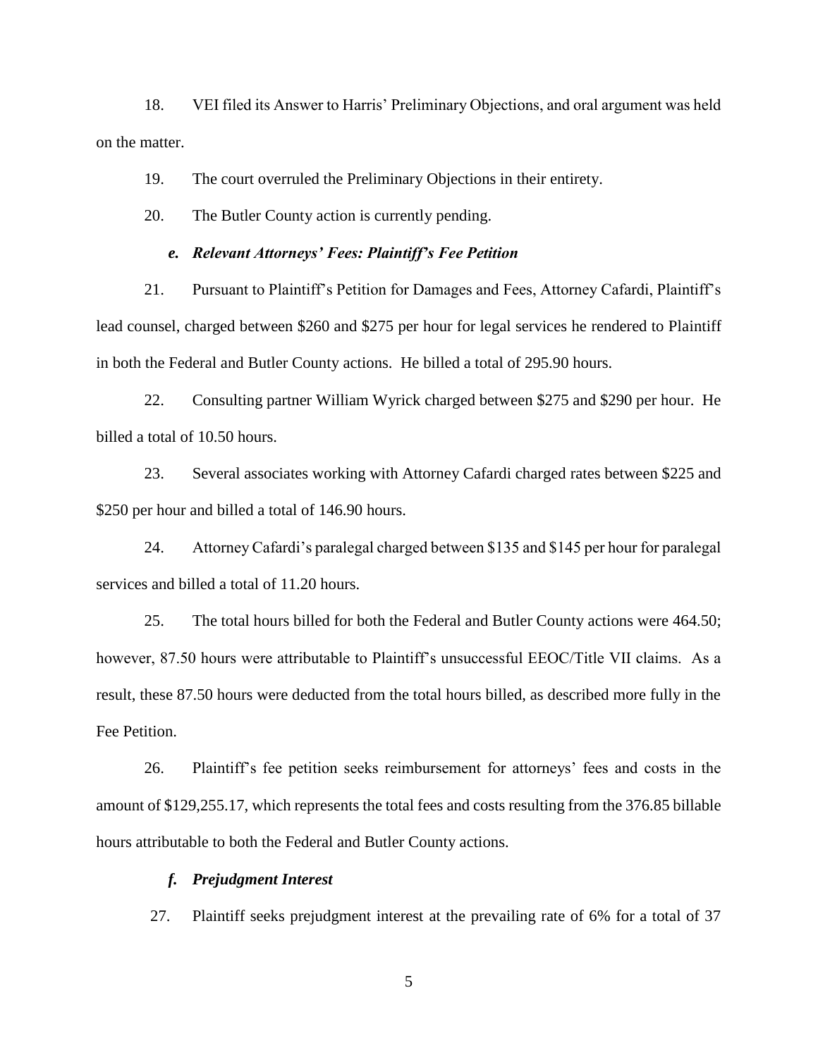18. VEI filed its Answer to Harris' Preliminary Objections, and oral argument was held on the matter.

19. The court overruled the Preliminary Objections in their entirety.

20. The Butler County action is currently pending.

### *e. Relevant Attorneys' Fees: Plaintiff's Fee Petition*

21. Pursuant to Plaintiff's Petition for Damages and Fees, Attorney Cafardi, Plaintiff's lead counsel, charged between $260 and $275 per hour for legal services he rendered to Plaintiff in both the Federal and Butler County actions. He billed a total of 295.90 hours.

22. Consulting partner William Wyrick charged between $275 and $290 per hour. He billed a total of 10.50 hours.

23. Several associates working with Attorney Cafardi charged rates between $225 and $250 per hour and billed a total of 146.90 hours.

24. Attorney Cafardi's paralegal charged between $135 and $145 per hour for paralegal services and billed a total of 11.20 hours.

25. The total hours billed for both the Federal and Butler County actions were 464.50; however, 87.50 hours were attributable to Plaintiff's unsuccessful EEOC/Title VII claims. As a result, these 87.50 hours were deducted from the total hours billed, as described more fully in the Fee Petition.

26. Plaintiff's fee petition seeks reimbursement for attorneys' fees and costs in the amount of $129,255.17, which represents the total fees and costs resulting from the 376.85 billable hours attributable to both the Federal and Butler County actions.

### *f. Prejudgment Interest*

27. Plaintiff seeks prejudgment interest at the prevailing rate of 6% for a total of 37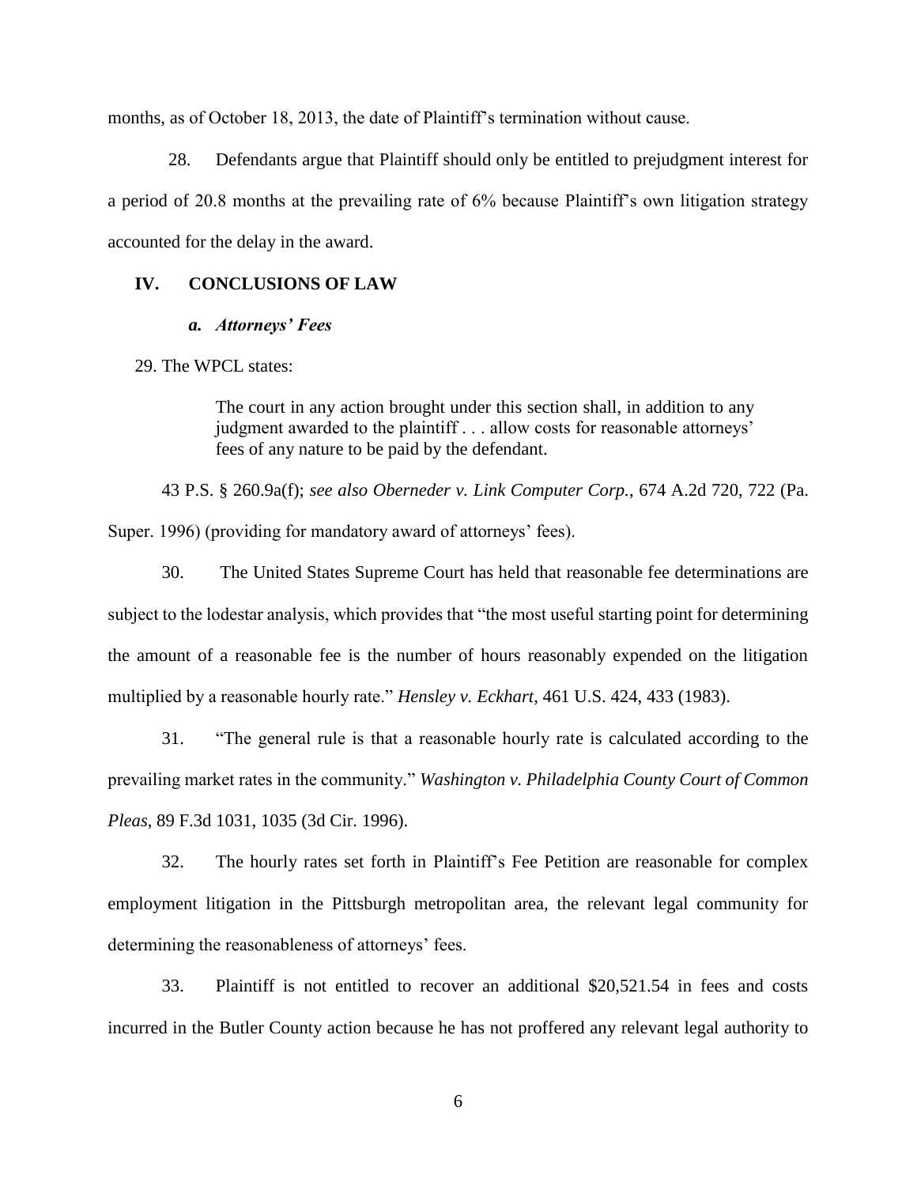months, as of October 18, 2013, the date of Plaintiff's termination without cause.

28. Defendants argue that Plaintiff should only be entitled to prejudgment interest for a period of 20.8 months at the prevailing rate of 6% because Plaintiff's own litigation strategy accounted for the delay in the award.

## IV. CONCLUSIONS OF LAW

### *a. Attorneys' Fees*

29. The WPCL states:

> The court in any action brought under this section shall, in addition to any judgment awarded to the plaintiff . . . allow costs for reasonable attorneys' fees of any nature to be paid by the defendant.

43 P.S. § 260.9a(f); *see also Oberneder v. Link Computer Corp.*, 674 A.2d 720, 722 (Pa. Super. 1996) (providing for mandatory award of attorneys' fees).

30. The United States Supreme Court has held that reasonable fee determinations are subject to the lodestar analysis, which provides that "the most useful starting point for determining the amount of a reasonable fee is the number of hours reasonably expended on the litigation multiplied by a reasonable hourly rate." *Hensley v. Eckhart*, 461 U.S. 424, 433 (1983).

31. "The general rule is that a reasonable hourly rate is calculated according to the prevailing market rates in the community." *Washington v. Philadelphia County Court of Common Pleas*, 89 F.3d 1031, 1035 (3d Cir. 1996).

32. The hourly rates set forth in Plaintiff's Fee Petition are reasonable for complex employment litigation in the Pittsburgh metropolitan area, the relevant legal community for determining the reasonableness of attorneys' fees.

33. Plaintiff is not entitled to recover an additional $20,521.54 in fees and costs incurred in the Butler County action because he has not proffered any relevant legal authority to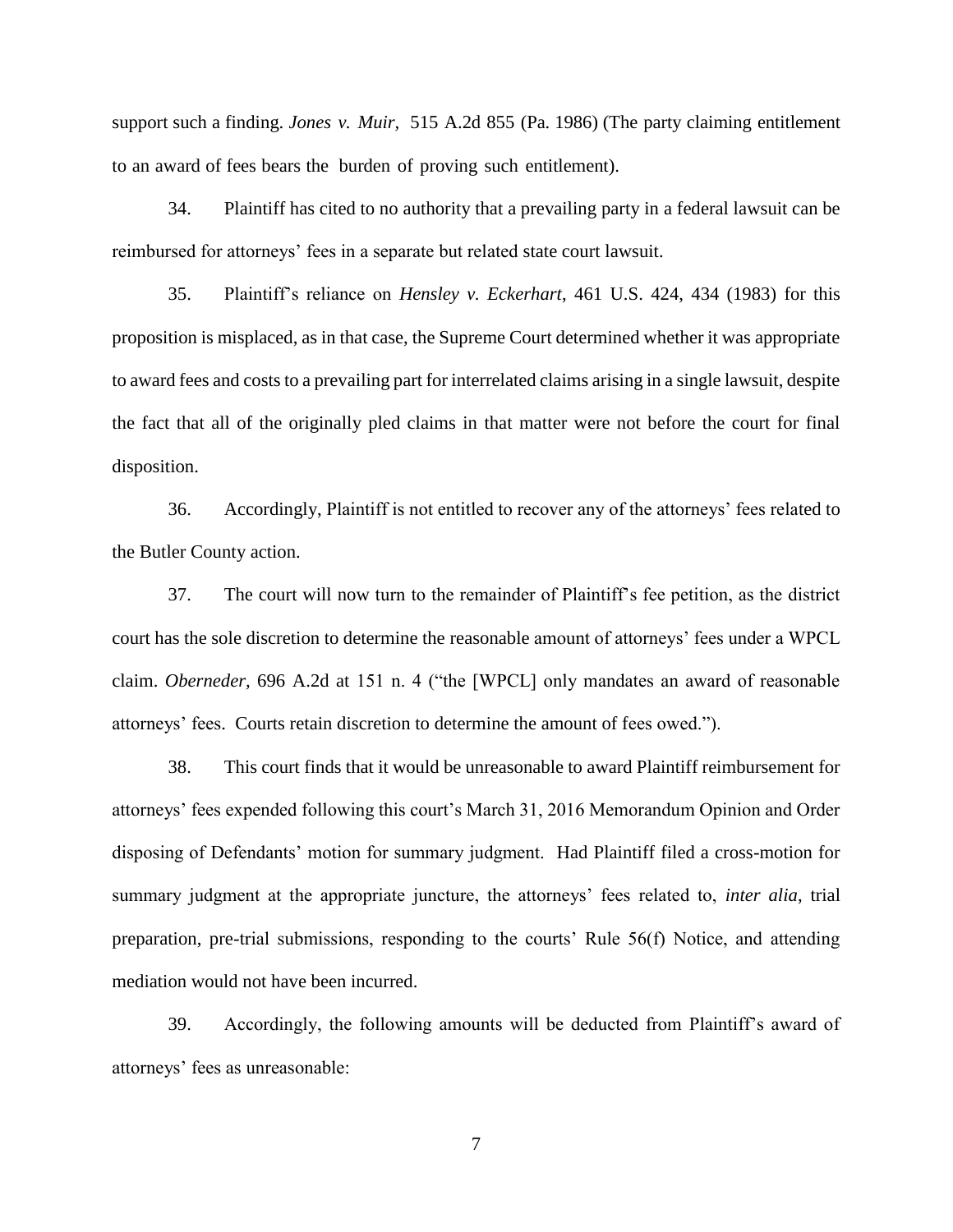support such a finding. *Jones v. Muir,* 515 A.2d 855 (Pa. 1986) (The party claiming entitlement to an award of fees bears the burden of proving such entitlement).

34. Plaintiff has cited to no authority that a prevailing party in a federal lawsuit can be reimbursed for attorneys' fees in a separate but related state court lawsuit.

35. Plaintiff's reliance on *Hensley v. Eckerhart*, 461 U.S. 424, 434 (1983) for this proposition is misplaced, as in that case, the Supreme Court determined whether it was appropriate to award fees and costs to a prevailing part for interrelated claims arising in a single lawsuit, despite the fact that all of the originally pled claims in that matter were not before the court for final disposition.

36. Accordingly, Plaintiff is not entitled to recover any of the attorneys' fees related to the Butler County action.

37. The court will now turn to the remainder of Plaintiff's fee petition, as the district court has the sole discretion to determine the reasonable amount of attorneys' fees under a WPCL claim. *Oberneder,* 696 A.2d at 151 n. 4 ("the [WPCL] only mandates an award of reasonable attorneys' fees. Courts retain discretion to determine the amount of fees owed.").

38. This court finds that it would be unreasonable to award Plaintiff reimbursement for attorneys' fees expended following this court's March 31, 2016 Memorandum Opinion and Order disposing of Defendants' motion for summary judgment. Had Plaintiff filed a cross-motion for summary judgment at the appropriate juncture, the attorneys' fees related to, *inter alia*, trial preparation, pre-trial submissions, responding to the courts' Rule 56(f) Notice, and attending mediation would not have been incurred.

39. Accordingly, the following amounts will be deducted from Plaintiff's award of attorneys' fees as unreasonable: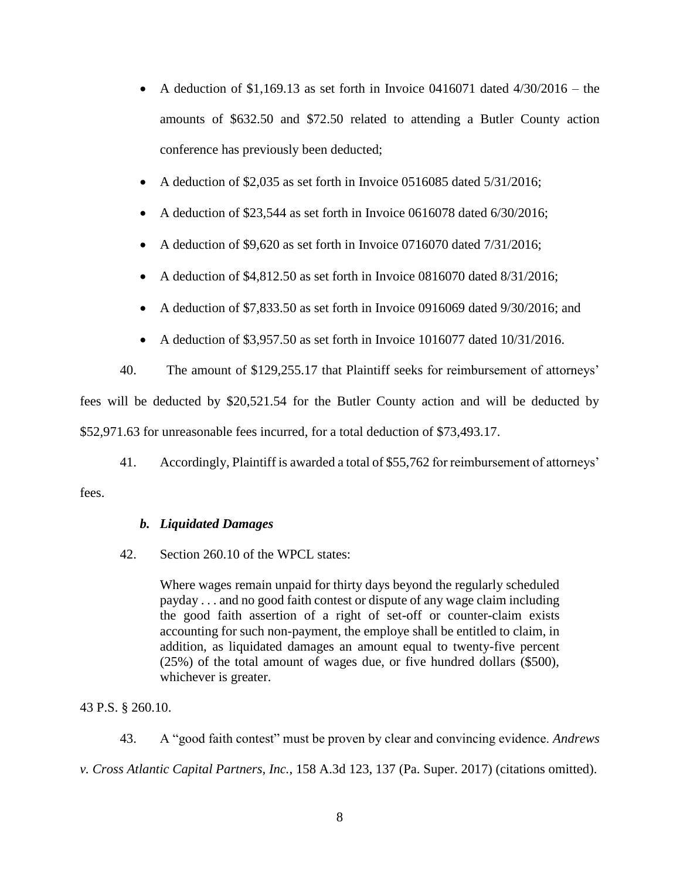- A deduction of $1,169.13 as set forth in Invoice 0416071 dated 4/30/2016 – the amounts of $632.50 and $72.50 related to attending a Butler County action conference has previously been deducted;
- A deduction of $2,035 as set forth in Invoice 0516085 dated 5/31/2016;
- A deduction of $23,544 as set forth in Invoice 0616078 dated 6/30/2016;
- A deduction of $9,620 as set forth in Invoice 0716070 dated 7/31/2016;
- A deduction of $4,812.50 as set forth in Invoice 0816070 dated 8/31/2016;
- A deduction of $7,833.50 as set forth in Invoice 0916069 dated 9/30/2016; and
- A deduction of $3,957.50 as set forth in Invoice 1016077 dated 10/31/2016.

40. The amount of $129,255.17 that Plaintiff seeks for reimbursement of attorneys' fees will be deducted by $20,521.54 for the Butler County action and will be deducted by $52,971.63 for unreasonable fees incurred, for a total deduction of $73,493.17.

41. Accordingly, Plaintiff is awarded a total of $55,762 for reimbursement of attorneys' fees.

***b. Liquidated Damages***

42. Section 260.10 of the WPCL states:

> Where wages remain unpaid for thirty days beyond the regularly scheduled payday . . . and no good faith contest or dispute of any wage claim including the good faith assertion of a right of set-off or counter-claim exists accounting for such non-payment, the employe shall be entitled to claim, in addition, as liquidated damages an amount equal to twenty-five percent (25%) of the total amount of wages due, or five hundred dollars ($500), whichever is greater.

43 P.S. § 260.10.

43. A "good faith contest" must be proven by clear and convincing evidence. *Andrews v. Cross Atlantic Capital Partners, Inc.*, 158 A.3d 123, 137 (Pa. Super. 2017) (citations omitted).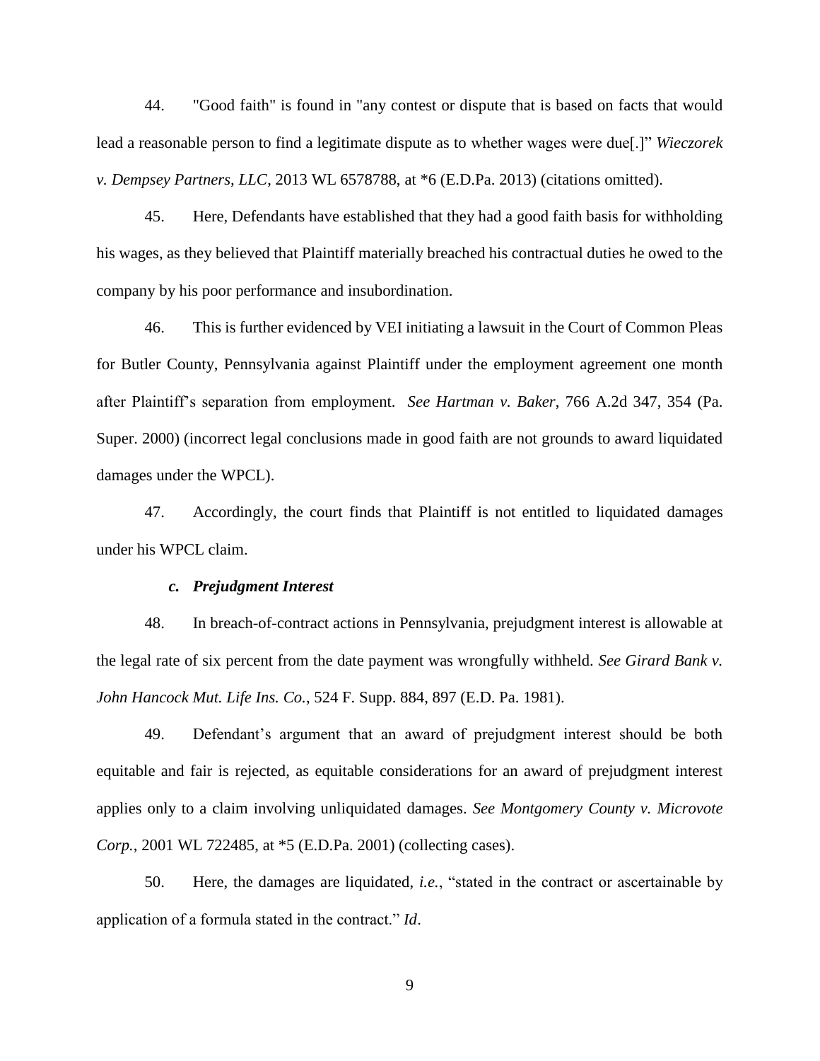44. "Good faith" is found in "any contest or dispute that is based on facts that would lead a reasonable person to find a legitimate dispute as to whether wages were due[.]" *Wieczorek v. Dempsey Partners, LLC*, 2013 WL 6578788, at *6 (E.D.Pa. 2013) (citations omitted).

45. Here, Defendants have established that they had a good faith basis for withholding his wages, as they believed that Plaintiff materially breached his contractual duties he owed to the company by his poor performance and insubordination.

46. This is further evidenced by VEI initiating a lawsuit in the Court of Common Pleas for Butler County, Pennsylvania against Plaintiff under the employment agreement one month after Plaintiff's separation from employment. *See Hartman v. Baker*, 766 A.2d 347, 354 (Pa. Super. 2000) (incorrect legal conclusions made in good faith are not grounds to award liquidated damages under the WPCL).

47. Accordingly, the court finds that Plaintiff is not entitled to liquidated damages under his WPCL claim.

***c. Prejudgment Interest***

48. In breach-of-contract actions in Pennsylvania, prejudgment interest is allowable at the legal rate of six percent from the date payment was wrongfully withheld. *See Girard Bank v. John Hancock Mut. Life Ins. Co.*, 524 F. Supp. 884, 897 (E.D. Pa. 1981).

49. Defendant's argument that an award of prejudgment interest should be both equitable and fair is rejected, as equitable considerations for an award of prejudgment interest applies only to a claim involving unliquidated damages. *See Montgomery County v. Microvote Corp.*, 2001 WL 722485, at *5 (E.D.Pa. 2001) (collecting cases).

50. Here, the damages are liquidated, *i.e.*, "stated in the contract or ascertainable by application of a formula stated in the contract." *Id*.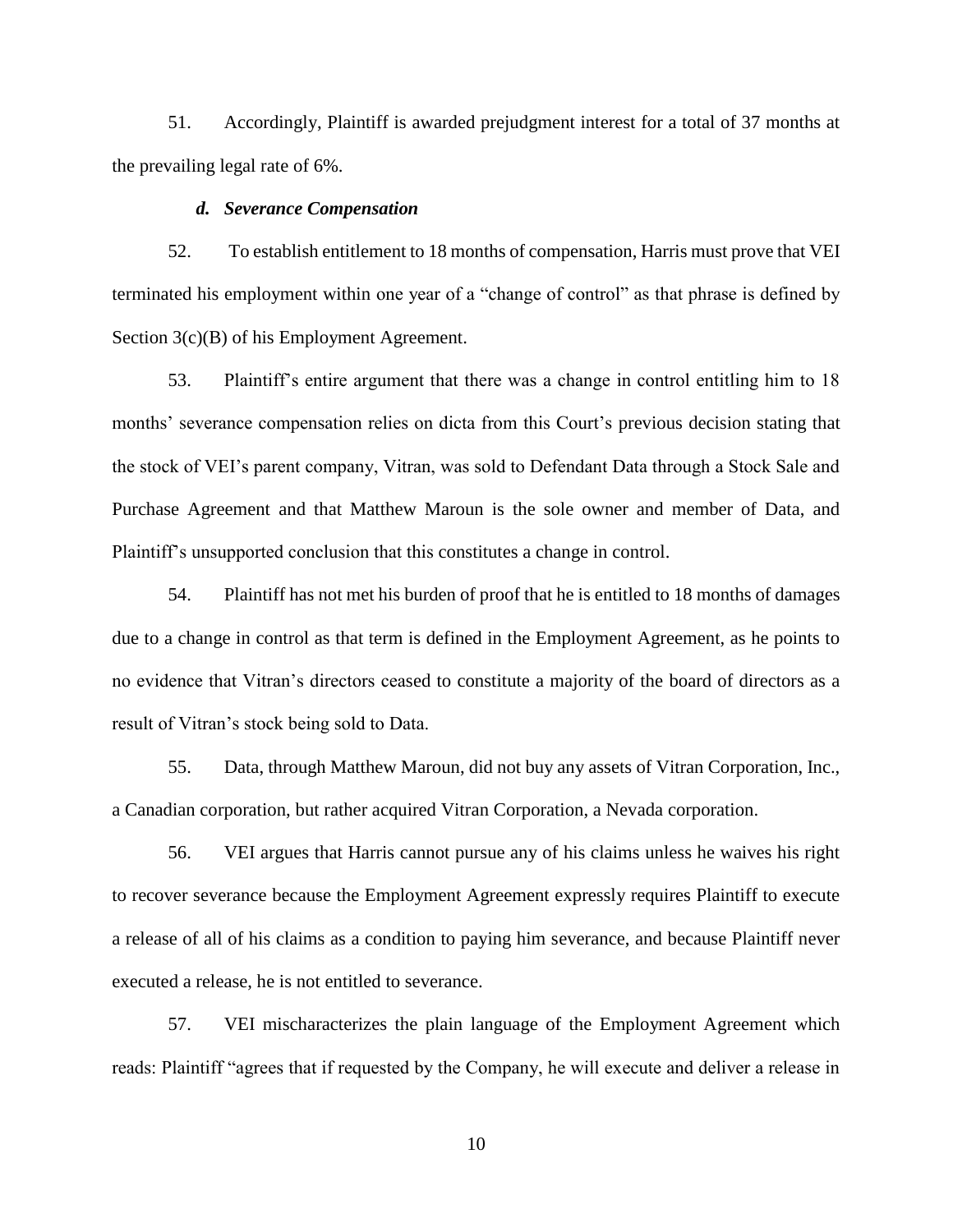51. Accordingly, Plaintiff is awarded prejudgment interest for a total of 37 months at the prevailing legal rate of 6%.

***d. Severance Compensation***

52. To establish entitlement to 18 months of compensation, Harris must prove that VEI terminated his employment within one year of a "change of control" as that phrase is defined by Section 3(c)(B) of his Employment Agreement.

53. Plaintiff's entire argument that there was a change in control entitling him to 18 months' severance compensation relies on dicta from this Court's previous decision stating that the stock of VEI's parent company, Vitran, was sold to Defendant Data through a Stock Sale and Purchase Agreement and that Matthew Maroun is the sole owner and member of Data, and Plaintiff's unsupported conclusion that this constitutes a change in control.

54. Plaintiff has not met his burden of proof that he is entitled to 18 months of damages due to a change in control as that term is defined in the Employment Agreement, as he points to no evidence that Vitran's directors ceased to constitute a majority of the board of directors as a result of Vitran's stock being sold to Data.

55. Data, through Matthew Maroun, did not buy any assets of Vitran Corporation, Inc., a Canadian corporation, but rather acquired Vitran Corporation, a Nevada corporation.

56. VEI argues that Harris cannot pursue any of his claims unless he waives his right to recover severance because the Employment Agreement expressly requires Plaintiff to execute a release of all of his claims as a condition to paying him severance, and because Plaintiff never executed a release, he is not entitled to severance.

57. VEI mischaracterizes the plain language of the Employment Agreement which reads: Plaintiff "agrees that if requested by the Company, he will execute and deliver a release in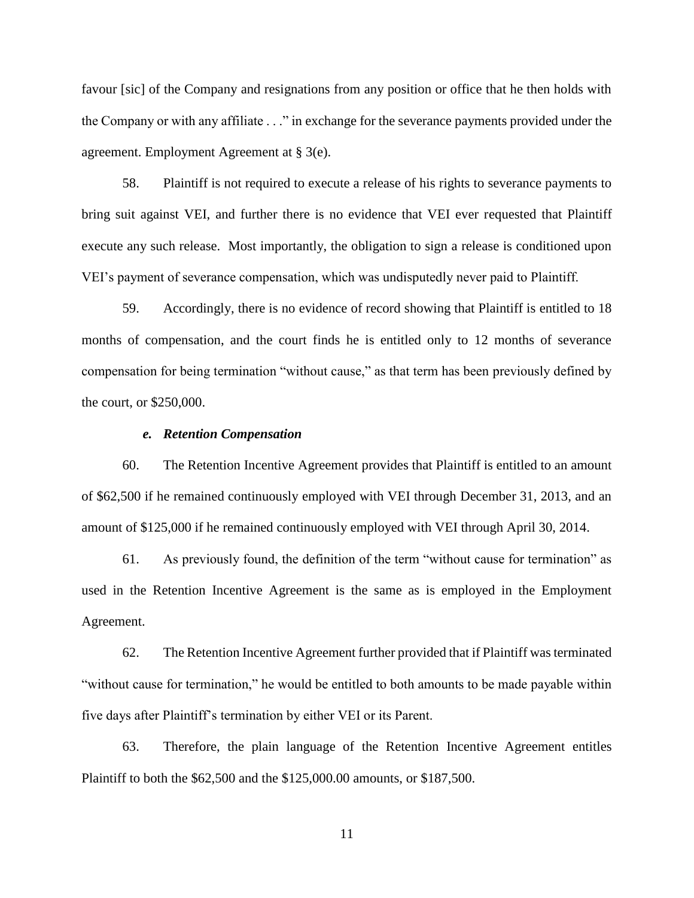favour [sic] of the Company and resignations from any position or office that he then holds with the Company or with any affiliate . . ." in exchange for the severance payments provided under the agreement. Employment Agreement at § 3(e).

58. Plaintiff is not required to execute a release of his rights to severance payments to bring suit against VEI, and further there is no evidence that VEI ever requested that Plaintiff execute any such release. Most importantly, the obligation to sign a release is conditioned upon VEI's payment of severance compensation, which was undisputedly never paid to Plaintiff.

59. Accordingly, there is no evidence of record showing that Plaintiff is entitled to 18 months of compensation, and the court finds he is entitled only to 12 months of severance compensation for being termination "without cause," as that term has been previously defined by the court, or $250,000.

#### *e. Retention Compensation*

60. The Retention Incentive Agreement provides that Plaintiff is entitled to an amount of $62,500 if he remained continuously employed with VEI through December 31, 2013, and an amount of $125,000 if he remained continuously employed with VEI through April 30, 2014.

61. As previously found, the definition of the term "without cause for termination" as used in the Retention Incentive Agreement is the same as is employed in the Employment Agreement.

62. The Retention Incentive Agreement further provided that if Plaintiff was terminated "without cause for termination," he would be entitled to both amounts to be made payable within five days after Plaintiff's termination by either VEI or its Parent.

63. Therefore, the plain language of the Retention Incentive Agreement entitles Plaintiff to both the $62,500 and the $125,000.00 amounts, or $187,500.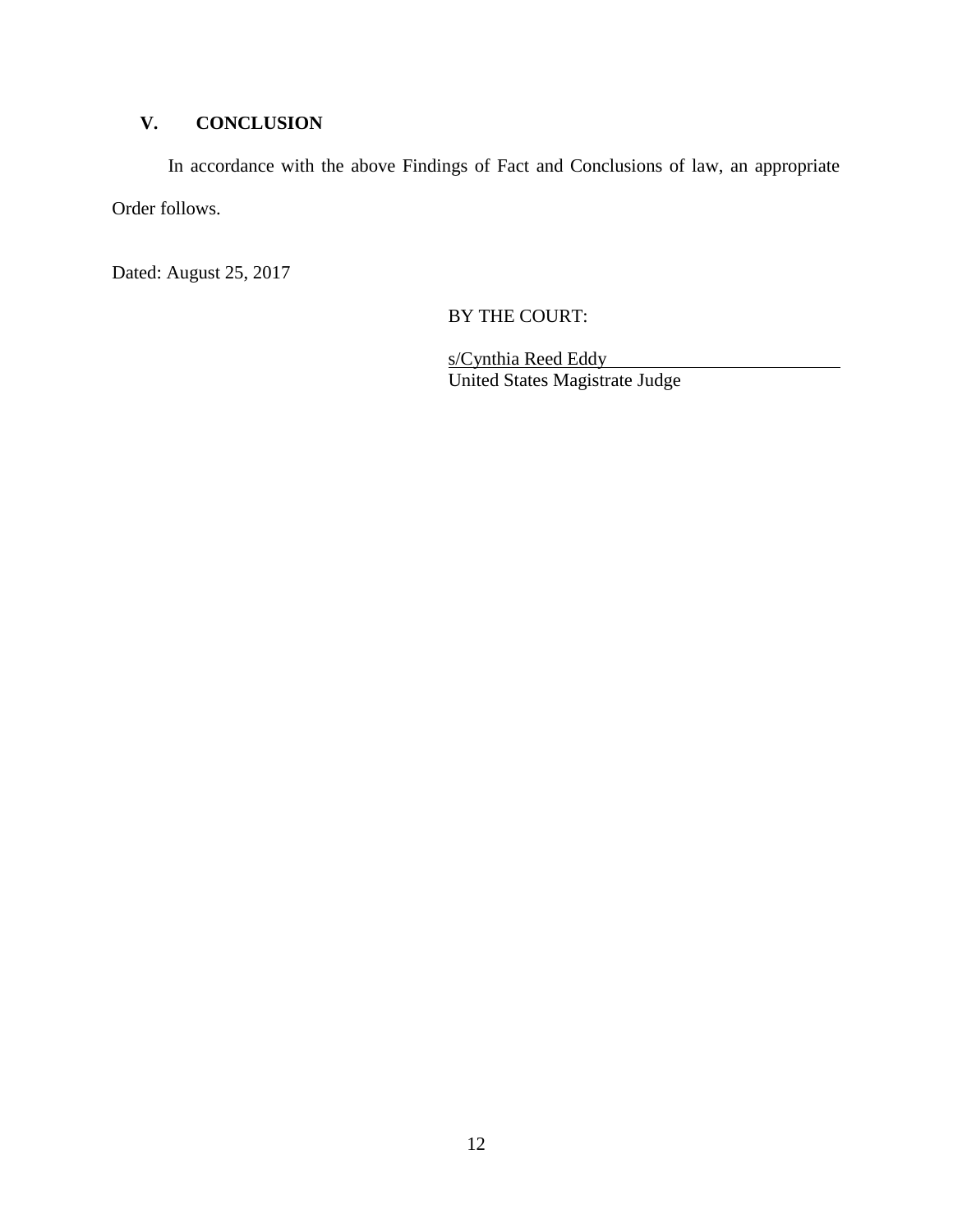## V. CONCLUSION

In accordance with the above Findings of Fact and Conclusions of law, an appropriate Order follows.

Dated: August 25, 2017

BY THE COURT:

s/Cynthia Reed Eddy
United States Magistrate Judge